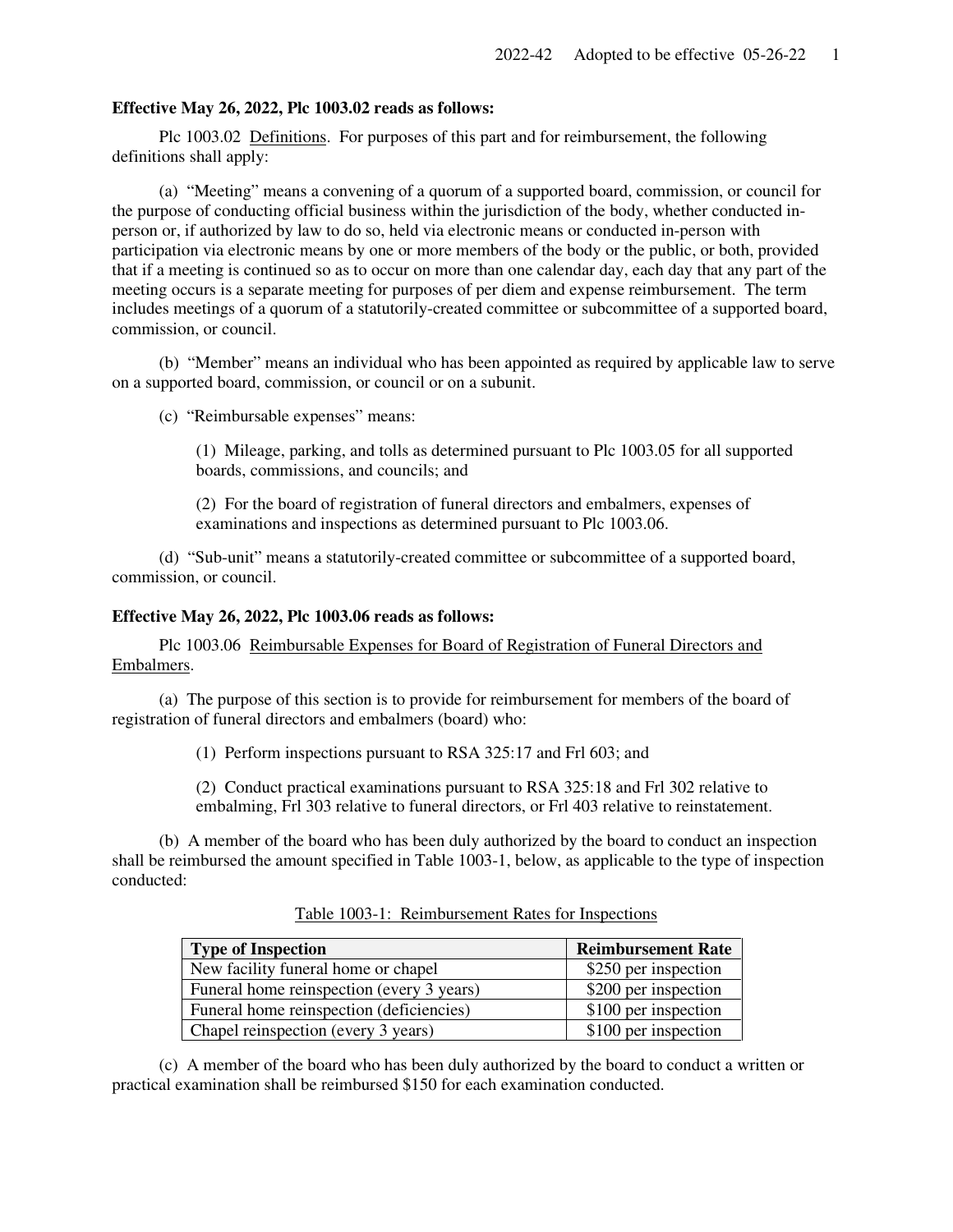**Effective May 26, 2022, Plc 1003.02 reads as follows:**

Plc 1003.02 Definitions. For purposes of this part and for reimbursement, the following definitions shall apply:

(a) "Meeting" means a convening of a quorum of a supported board, commission, or council for the purpose of conducting official business within the jurisdiction of the body, whether conducted in-person or, if authorized by law to do so, held via electronic means or conducted in-person with participation via electronic means by one or more members of the body or the public, or both, provided that if a meeting is continued so as to occur on more than one calendar day, each day that any part of the meeting occurs is a separate meeting for purposes of per diem and expense reimbursement. The term includes meetings of a quorum of a statutorily-created committee or subcommittee of a supported board, commission, or council.

(b) "Member" means an individual who has been appointed as required by applicable law to serve on a supported board, commission, or council or on a subunit.

(c) "Reimbursable expenses" means:

(1) Mileage, parking, and tolls as determined pursuant to Plc 1003.05 for all supported boards, commissions, and councils; and

(2) For the board of registration of funeral directors and embalmers, expenses of examinations and inspections as determined pursuant to Plc 1003.06.

(d) "Sub-unit" means a statutorily-created committee or subcommittee of a supported board, commission, or council.

**Effective May 26, 2022, Plc 1003.06 reads as follows:**

Plc 1003.06 Reimbursable Expenses for Board of Registration of Funeral Directors and Embalmers.

(a) The purpose of this section is to provide for reimbursement for members of the board of registration of funeral directors and embalmers (board) who:

(1) Perform inspections pursuant to RSA 325:17 and Frl 603; and

(2) Conduct practical examinations pursuant to RSA 325:18 and Frl 302 relative to embalming, Frl 303 relative to funeral directors, or Frl 403 relative to reinstatement.

(b) A member of the board who has been duly authorized by the board to conduct an inspection shall be reimbursed the amount specified in Table 1003-1, below, as applicable to the type of inspection conducted:

Table 1003-1: Reimbursement Rates for Inspections

| **Type of Inspection** | **Reimbursement Rate** |
|---|---|
| New facility funeral home or chapel | $250 per inspection |
| Funeral home reinspection (every 3 years) | $200 per inspection |
| Funeral home reinspection (deficiencies) | $100 per inspection |
| Chapel reinspection (every 3 years) | $100 per inspection |

(c) A member of the board who has been duly authorized by the board to conduct a written or practical examination shall be reimbursed $150 for each examination conducted.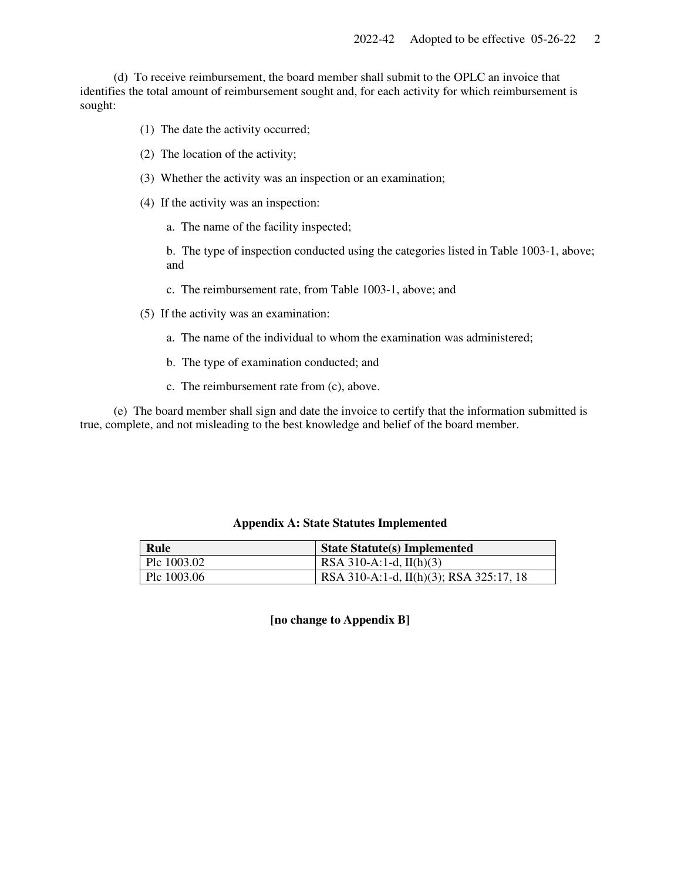(d) To receive reimbursement, the board member shall submit to the OPLC an invoice that identifies the total amount of reimbursement sought and, for each activity for which reimbursement is sought:

(1) The date the activity occurred;

(2) The location of the activity;

(3) Whether the activity was an inspection or an examination;

(4) If the activity was an inspection:

a. The name of the facility inspected;

b. The type of inspection conducted using the categories listed in Table 1003-1, above; and

c. The reimbursement rate, from Table 1003-1, above; and

(5) If the activity was an examination:

a. The name of the individual to whom the examination was administered;

b. The type of examination conducted; and

c. The reimbursement rate from (c), above.

(e) The board member shall sign and date the invoice to certify that the information submitted is true, complete, and not misleading to the best knowledge and belief of the board member.

**Appendix A: State Statutes Implemented**

| Rule | State Statute(s) Implemented |
|---|---|
| Plc 1003.02 | RSA 310-A:1-d, II(h)(3) |
| Plc 1003.06 | RSA 310-A:1-d, II(h)(3); RSA 325:17, 18 |

**[no change to Appendix B]**